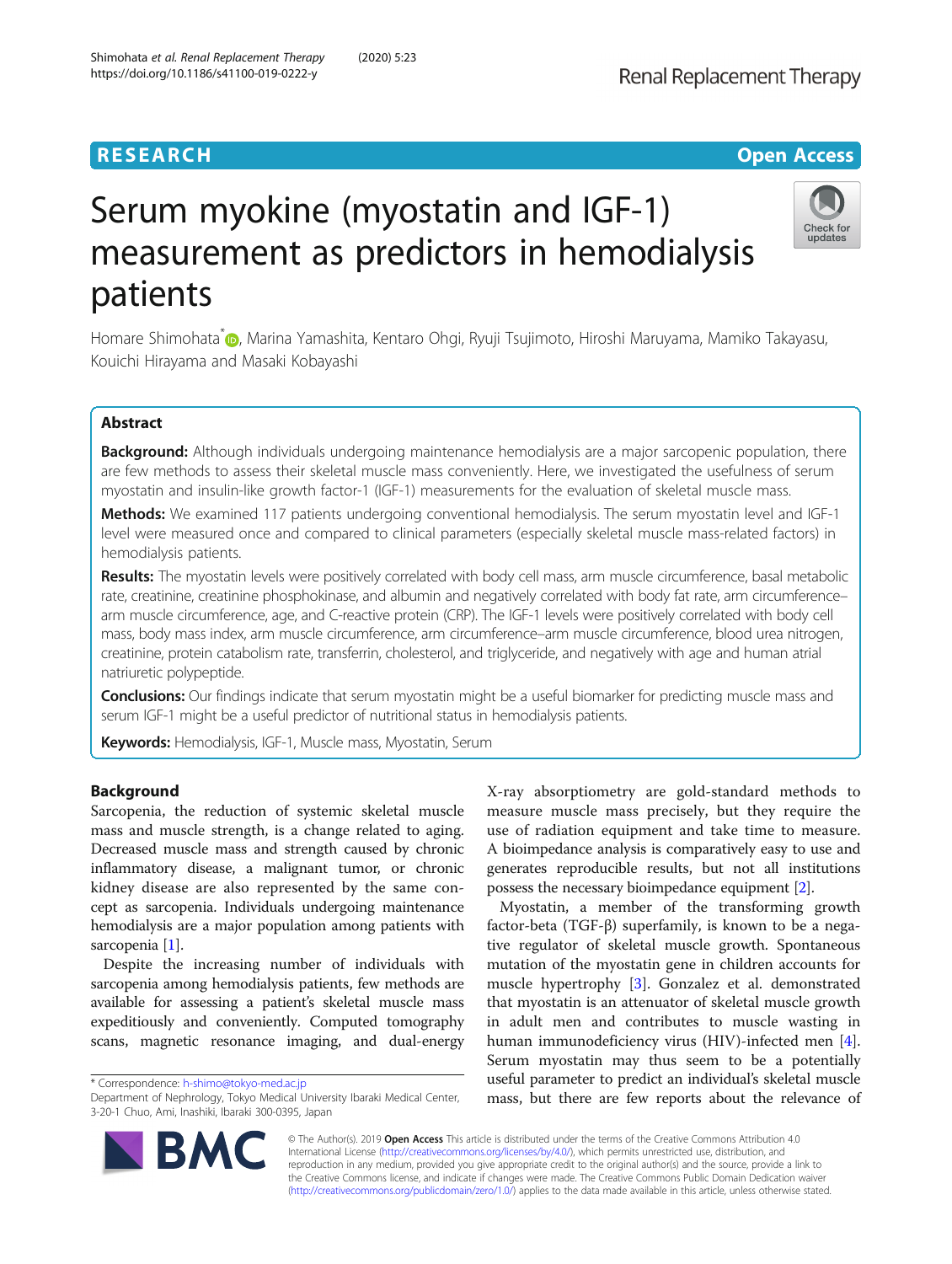**RESEARCH** **Open Access**

# Serum myokine (myostatin and IGF-1) measurement as predictors in hemodialysis patients

Homare Shimohata[*], Marina Yamashita, Kentaro Ohgi, Ryuji Tsujimoto, Hiroshi Maruyama, Mamiko Takayasu, Kouichi Hirayama and Masaki Kobayashi

## Abstract

**Background:** Although individuals undergoing maintenance hemodialysis are a major sarcopenic population, there are few methods to assess their skeletal muscle mass conveniently. Here, we investigated the usefulness of serum myostatin and insulin-like growth factor-1 (IGF-1) measurements for the evaluation of skeletal muscle mass.

**Methods:** We examined 117 patients undergoing conventional hemodialysis. The serum myostatin level and IGF-1 level were measured once and compared to clinical parameters (especially skeletal muscle mass-related factors) in hemodialysis patients.

**Results:** The myostatin levels were positively correlated with body cell mass, arm muscle circumference, basal metabolic rate, creatinine, creatinine phosphokinase, and albumin and negatively correlated with body fat rate, arm circumference–arm muscle circumference, age, and C-reactive protein (CRP). The IGF-1 levels were positively correlated with body cell mass, body mass index, arm muscle circumference, arm circumference–arm muscle circumference, blood urea nitrogen, creatinine, protein catabolism rate, transferrin, cholesterol, and triglyceride, and negatively with age and human atrial natriuretic polypeptide.

**Conclusions:** Our findings indicate that serum myostatin might be a useful biomarker for predicting muscle mass and serum IGF-1 might be a useful predictor of nutritional status in hemodialysis patients.

**Keywords:** Hemodialysis, IGF-1, Muscle mass, Myostatin, Serum

## Background

Sarcopenia, the reduction of systemic skeletal muscle mass and muscle strength, is a change related to aging. Decreased muscle mass and strength caused by chronic inflammatory disease, a malignant tumor, or chronic kidney disease are also represented by the same concept as sarcopenia. Individuals undergoing maintenance hemodialysis are a major population among patients with sarcopenia [1].

Despite the increasing number of individuals with sarcopenia among hemodialysis patients, few methods are available for assessing a patient's skeletal muscle mass expeditiously and conveniently. Computed tomography scans, magnetic resonance imaging, and dual-energy X-ray absorptiometry are gold-standard methods to measure muscle mass precisely, but they require the use of radiation equipment and take time to measure. A bioimpedance analysis is comparatively easy to use and generates reproducible results, but not all institutions possess the necessary bioimpedance equipment [2].

Myostatin, a member of the transforming growth factor-beta (TGF-β) superfamily, is known to be a negative regulator of skeletal muscle growth. Spontaneous mutation of the myostatin gene in children accounts for muscle hypertrophy [3]. Gonzalez et al. demonstrated that myostatin is an attenuator of skeletal muscle growth in adult men and contributes to muscle wasting in human immunodeficiency virus (HIV)-infected men [4]. Serum myostatin may thus seem to be a potentially useful parameter to predict an individual's skeletal muscle mass, but there are few reports about the relevance of

* Correspondence: h-shimo@tokyo-med.ac.jp
Department of Nephrology, Tokyo Medical University Ibaraki Medical Center, 3-20-1 Chuo, Ami, Inashiki, Ibaraki 300-0395, Japan

© The Author(s). 2019 **Open Access** This article is distributed under the terms of the Creative Commons Attribution 4.0 International License (http://creativecommons.org/licenses/by/4.0/), which permits unrestricted use, distribution, and reproduction in any medium, provided you give appropriate credit to the original author(s) and the source, provide a link to the Creative Commons license, and indicate if changes were made. The Creative Commons Public Domain Dedication waiver (http://creativecommons.org/publicdomain/zero/1.0/) applies to the data made available in this article, unless otherwise stated.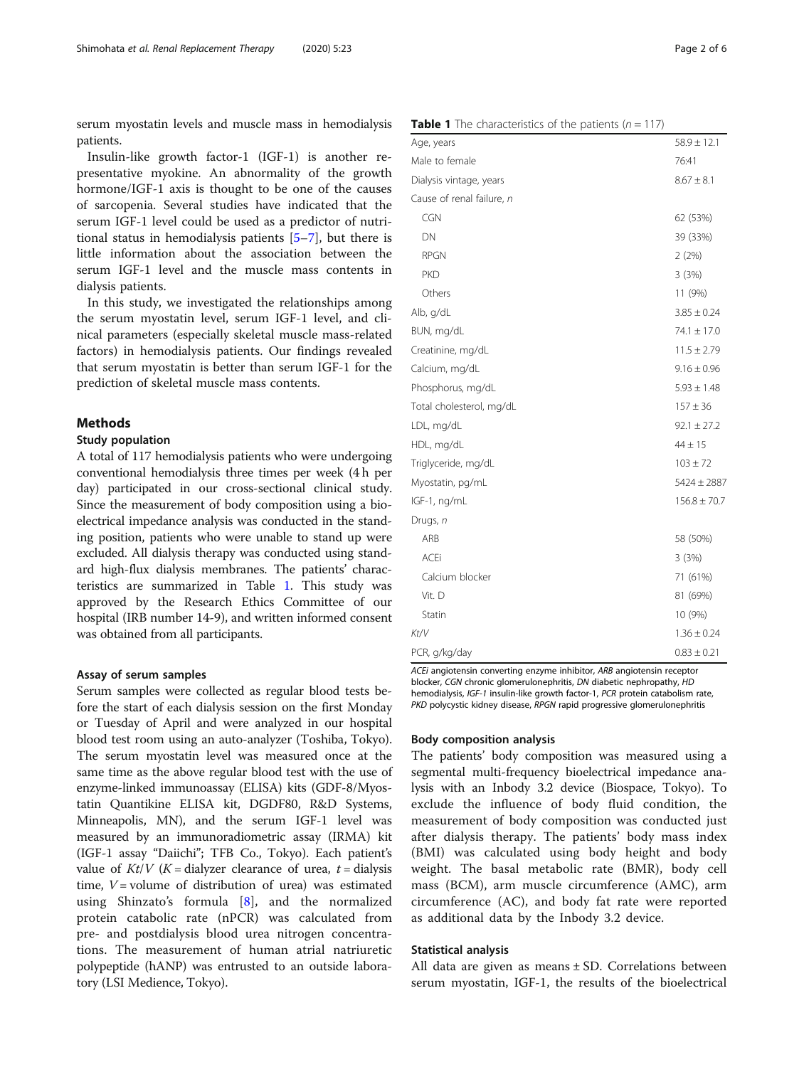serum myostatin levels and muscle mass in hemodialysis patients.

Insulin-like growth factor-1 (IGF-1) is another representative myokine. An abnormality of the growth hormone/IGF-1 axis is thought to be one of the causes of sarcopenia. Several studies have indicated that the serum IGF-1 level could be used as a predictor of nutritional status in hemodialysis patients [5–7], but there is little information about the association between the serum IGF-1 level and the muscle mass contents in dialysis patients.

In this study, we investigated the relationships among the serum myostatin level, serum IGF-1 level, and clinical parameters (especially skeletal muscle mass-related factors) in hemodialysis patients. Our findings revealed that serum myostatin is better than serum IGF-1 for the prediction of skeletal muscle mass contents.

## Methods

### Study population

A total of 117 hemodialysis patients who were undergoing conventional hemodialysis three times per week (4 h per day) participated in our cross-sectional clinical study. Since the measurement of body composition using a bioelectrical impedance analysis was conducted in the standing position, patients who were unable to stand up were excluded. All dialysis therapy was conducted using standard high-flux dialysis membranes. The patients' characteristics are summarized in Table 1. This study was approved by the Research Ethics Committee of our hospital (IRB number 14-9), and written informed consent was obtained from all participants.

**Table 1** The characteristics of the patients ($n = 117$)

| | |
|---|---|
| Age, years | 58.9 ± 12.1 |
| Male to female | 76:41 |
| Dialysis vintage, years | 8.67 ± 8.1 |
| Cause of renal failure, *n* | |
| CGN | 62 (53%) |
| DN | 39 (33%) |
| RPGN | 2 (2%) |
| PKD | 3 (3%) |
| Others | 11 (9%) |
| Alb, g/dL | 3.85 ± 0.24 |
| BUN, mg/dL | 74.1 ± 17.0 |
| Creatinine, mg/dL | 11.5 ± 2.79 |
| Calcium, mg/dL | 9.16 ± 0.96 |
| Phosphorus, mg/dL | 5.93 ± 1.48 |
| Total cholesterol, mg/dL | 157 ± 36 |
| LDL, mg/dL | 92.1 ± 27.2 |
| HDL, mg/dL | 44 ± 15 |
| Triglyceride, mg/dL | 103 ± 72 |
| Myostatin, pg/mL | 5424 ± 2887 |
| IGF-1, ng/mL | 156.8 ± 70.7 |
| Drugs, *n* | |
| ARB | 58 (50%) |
| ACEi | 3 (3%) |
| Calcium blocker | 71 (61%) |
| Vit. D | 81 (69%) |
| Statin | 10 (9%) |
| *Kt/V* | 1.36 ± 0.24 |
| PCR, g/kg/day | 0.83 ± 0.21 |

*ACEi* angiotensin converting enzyme inhibitor, *ARB* angiotensin receptor blocker, *CGN* chronic glomerulonephritis, *DN* diabetic nephropathy, *HD* hemodialysis, *IGF-1* insulin-like growth factor-1, *PCR* protein catabolism rate, *PKD* polycystic kidney disease, *RPGN* rapid progressive glomerulonephritis

### Assay of serum samples

Serum samples were collected as regular blood tests before the start of each dialysis session on the first Monday or Tuesday of April and were analyzed in our hospital blood test room using an auto-analyzer (Toshiba, Tokyo). The serum myostatin level was measured once at the same time as the above regular blood test with the use of enzyme-linked immunoassay (ELISA) kits (GDF-8/Myostatin Quantikine ELISA kit, DGDF80, R&D Systems, Minneapolis, MN), and the serum IGF-1 level was measured by an immunoradiometric assay (IRMA) kit (IGF-1 assay "Daiichi"; TFB Co., Tokyo). Each patient's value of $Kt/V$ ($K$ = dialyzer clearance of urea, $t$ = dialysis time, $V$ = volume of distribution of urea) was estimated using Shinzato's formula [8], and the normalized protein catabolic rate (nPCR) was calculated from pre- and postdialysis blood urea nitrogen concentrations. The measurement of human atrial natriuretic polypeptide (hANP) was entrusted to an outside laboratory (LSI Medience, Tokyo).

### Body composition analysis

The patients' body composition was measured using a segmental multi-frequency bioelectrical impedance analysis with an Inbody 3.2 device (Biospace, Tokyo). To exclude the influence of body fluid condition, the measurement of body composition was conducted just after dialysis therapy. The patients' body mass index (BMI) was calculated using body height and body weight. The basal metabolic rate (BMR), body cell mass (BCM), arm muscle circumference (AMC), arm circumference (AC), and body fat rate were reported as additional data by the Inbody 3.2 device.

### Statistical analysis

All data are given as means ± SD. Correlations between serum myostatin, IGF-1, the results of the bioelectrical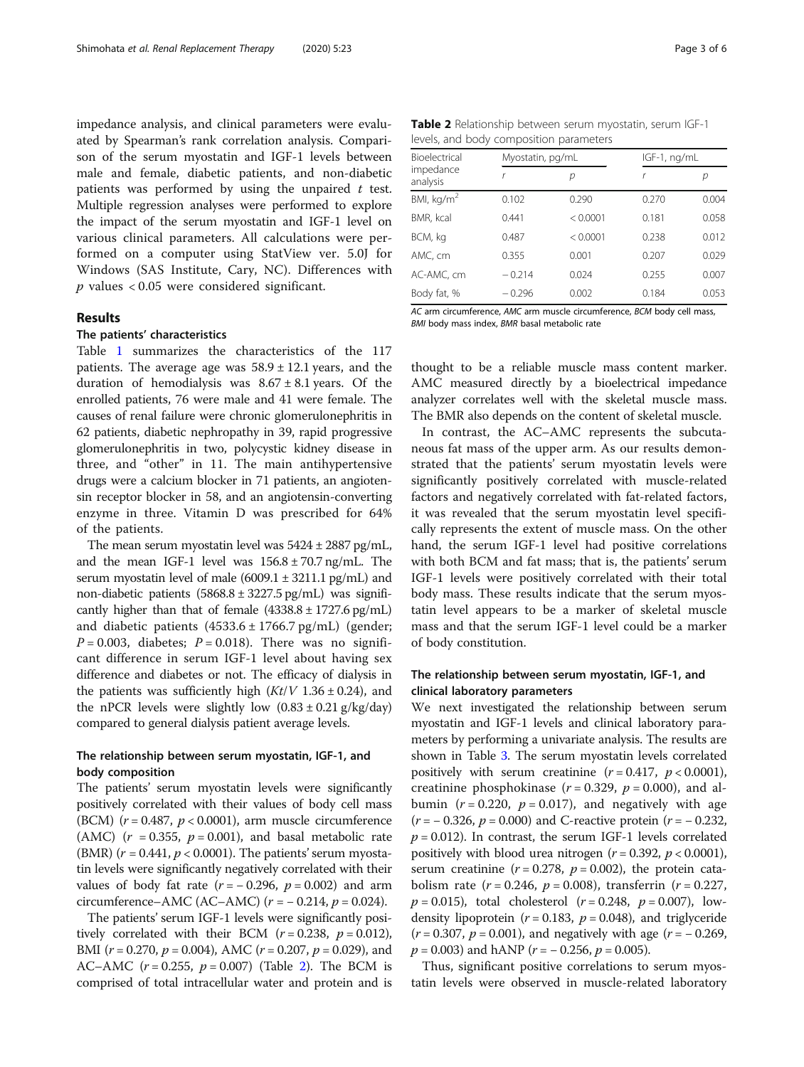impedance analysis, and clinical parameters were evaluated by Spearman's rank correlation analysis. Comparison of the serum myostatin and IGF-1 levels between male and female, diabetic patients, and non-diabetic patients was performed by using the unpaired $t$ test. Multiple regression analyses were performed to explore the impact of the serum myostatin and IGF-1 level on various clinical parameters. All calculations were performed on a computer using StatView ver. 5.0J for Windows (SAS Institute, Cary, NC). Differences with $p$ values < 0.05 were considered significant.

## Results

### The patients' characteristics

Table 1 summarizes the characteristics of the 117 patients. The average age was 58.9 ± 12.1 years, and the duration of hemodialysis was 8.67 ± 8.1 years. Of the enrolled patients, 76 were male and 41 were female. The causes of renal failure were chronic glomerulonephritis in 62 patients, diabetic nephropathy in 39, rapid progressive glomerulonephritis in two, polycystic kidney disease in three, and "other" in 11. The main antihypertensive drugs were a calcium blocker in 71 patients, an angiotensin receptor blocker in 58, and an angiotensin-converting enzyme in three. Vitamin D was prescribed for 64% of the patients.

The mean serum myostatin level was 5424 ± 2887 pg/mL, and the mean IGF-1 level was 156.8 ± 70.7 ng/mL. The serum myostatin level of male (6009.1 ± 3211.1 pg/mL) and non-diabetic patients (5868.8 ± 3227.5 pg/mL) was significantly higher than that of female (4338.8 ± 1727.6 pg/mL) and diabetic patients (4533.6 ± 1766.7 pg/mL) (gender; $P = 0.003$, diabetes; $P = 0.018$). There was no significant difference in serum IGF-1 level about having sex difference and diabetes or not. The efficacy of dialysis in the patients was sufficiently high ($Kt/V$ 1.36 ± 0.24), and the nPCR levels were slightly low (0.83 ± 0.21 g/kg/day) compared to general dialysis patient average levels.

### The relationship between serum myostatin, IGF-1, and body composition

The patients' serum myostatin levels were significantly positively correlated with their values of body cell mass (BCM) ($r = 0.487$, $p < 0.0001$), arm muscle circumference (AMC) ($r = 0.355$, $p = 0.001$), and basal metabolic rate (BMR) ($r = 0.441$, $p < 0.0001$). The patients' serum myostatin levels were significantly negatively correlated with their values of body fat rate ($r = -0.296$, $p = 0.002$) and arm circumference–AMC (AC–AMC) ($r = -0.214$, $p = 0.024$).

The patients' serum IGF-1 levels were significantly positively correlated with their BCM ($r = 0.238$, $p = 0.012$), BMI ($r = 0.270$, $p = 0.004$), AMC ($r = 0.207$, $p = 0.029$), and AC–AMC ($r = 0.255$, $p = 0.007$) (Table 2). The BCM is comprised of total intracellular water and protein and is thought to be a reliable muscle mass content marker. AMC measured directly by a bioelectrical impedance analyzer correlates well with the skeletal muscle mass. The BMR also depends on the content of skeletal muscle.

**Table 2** Relationship between serum myostatin, serum IGF-1 levels, and body composition parameters

| Bioelectrical impedance analysis | Myostatin, pg/mL | | IGF-1, ng/mL | |
|---|---|---|---|---|
| | $r$ | $p$ | $r$ | $p$ |
| BMI, kg/m$^2$ | 0.102 | 0.290 | 0.270 | 0.004 |
| BMR, kcal | 0.441 | < 0.0001 | 0.181 | 0.058 |
| BCM, kg | 0.487 | < 0.0001 | 0.238 | 0.012 |
| AMC, cm | 0.355 | 0.001 | 0.207 | 0.029 |
| AC-AMC, cm | −0.214 | 0.024 | 0.255 | 0.007 |
| Body fat, % | −0.296 | 0.002 | 0.184 | 0.053 |

*AC* arm circumference, *AMC* arm muscle circumference, *BCM* body cell mass, *BMI* body mass index, *BMR* basal metabolic rate

In contrast, the AC–AMC represents the subcutaneous fat mass of the upper arm. As our results demonstrated that the patients' serum myostatin levels were significantly positively correlated with muscle-related factors and negatively correlated with fat-related factors, it was revealed that the serum myostatin level specifically represents the extent of muscle mass. On the other hand, the serum IGF-1 level had positive correlations with both BCM and fat mass; that is, the patients' serum IGF-1 levels were positively correlated with their total body mass. These results indicate that the serum myostatin level appears to be a marker of skeletal muscle mass and that the serum IGF-1 level could be a marker of body constitution.

### The relationship between serum myostatin, IGF-1, and clinical laboratory parameters

We next investigated the relationship between serum myostatin and IGF-1 levels and clinical laboratory parameters by performing a univariate analysis. The results are shown in Table 3. The serum myostatin levels correlated positively with serum creatinine ($r = 0.417$, $p < 0.0001$), creatinine phosphokinase ($r = 0.329$, $p = 0.000$), and albumin ($r = 0.220$, $p = 0.017$), and negatively with age ($r = -0.326$, $p = 0.000$) and C-reactive protein ($r = -0.232$, $p = 0.012$). In contrast, the serum IGF-1 levels correlated positively with blood urea nitrogen ($r = 0.392$, $p < 0.0001$), serum creatinine ($r = 0.278$, $p = 0.002$), the protein catabolism rate ($r = 0.246$, $p = 0.008$), transferrin ($r = 0.227$, $p = 0.015$), total cholesterol ($r = 0.248$, $p = 0.007$), low-density lipoprotein ($r = 0.183$, $p = 0.048$), and triglyceride ($r = 0.307$, $p = 0.001$), and negatively with age ($r = -0.269$, $p = 0.003$) and hANP ($r = -0.256$, $p = 0.005$).

Thus, significant positive correlations to serum myostatin levels were observed in muscle-related laboratory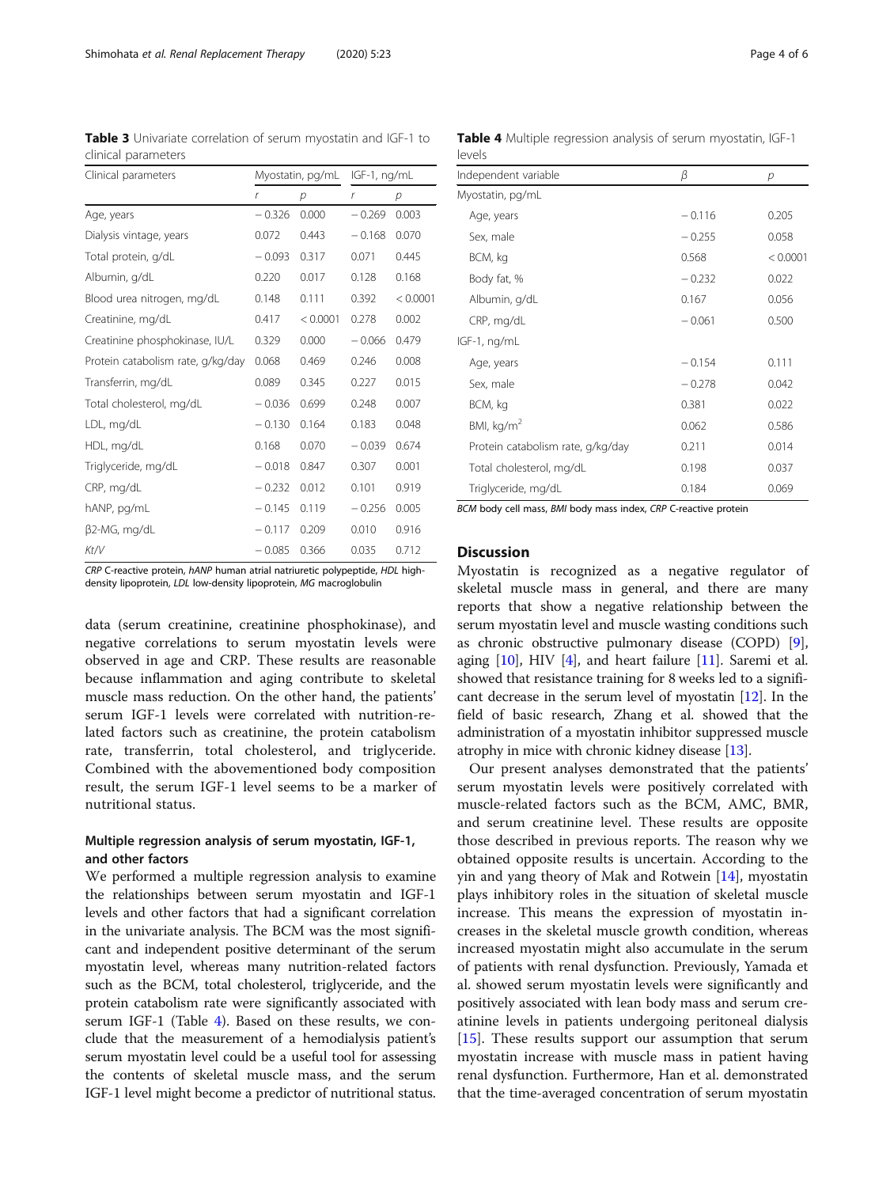**Table 3** Univariate correlation of serum myostatin and IGF-1 to clinical parameters

| Clinical parameters | Myostatin, pg/mL | | IGF-1, ng/mL | |
|---|---|---|---|---|
| | *r* | *p* | *r* | *p* |
| Age, years | − 0.326 | 0.000 | − 0.269 | 0.003 |
| Dialysis vintage, years | 0.072 | 0.443 | − 0.168 | 0.070 |
| Total protein, g/dL | − 0.093 | 0.317 | 0.071 | 0.445 |
| Albumin, g/dL | 0.220 | 0.017 | 0.128 | 0.168 |
| Blood urea nitrogen, mg/dL | 0.148 | 0.111 | 0.392 | < 0.0001 |
| Creatinine, mg/dL | 0.417 | < 0.0001 | 0.278 | 0.002 |
| Creatinine phosphokinase, IU/L | 0.329 | 0.000 | − 0.066 | 0.479 |
| Protein catabolism rate, g/kg/day | 0.068 | 0.469 | 0.246 | 0.008 |
| Transferrin, mg/dL | 0.089 | 0.345 | 0.227 | 0.015 |
| Total cholesterol, mg/dL | − 0.036 | 0.699 | 0.248 | 0.007 |
| LDL, mg/dL | − 0.130 | 0.164 | 0.183 | 0.048 |
| HDL, mg/dL | 0.168 | 0.070 | − 0.039 | 0.674 |
| Triglyceride, mg/dL | − 0.018 | 0.847 | 0.307 | 0.001 |
| CRP, mg/dL | − 0.232 | 0.012 | 0.101 | 0.919 |
| hANP, pg/mL | − 0.145 | 0.119 | − 0.256 | 0.005 |
| β2-MG, mg/dL | − 0.117 | 0.209 | 0.010 | 0.916 |
| *Kt/V* | − 0.085 | 0.366 | 0.035 | 0.712 |

*CRP* C-reactive protein, *hANP* human atrial natriuretic polypeptide, *HDL* high-density lipoprotein, *LDL* low-density lipoprotein, *MG* macroglobulin

data (serum creatinine, creatinine phosphokinase), and negative correlations to serum myostatin levels were observed in age and CRP. These results are reasonable because inflammation and aging contribute to skeletal muscle mass reduction. On the other hand, the patients' serum IGF-1 levels were correlated with nutrition-related factors such as creatinine, the protein catabolism rate, transferrin, total cholesterol, and triglyceride. Combined with the abovementioned body composition result, the serum IGF-1 level seems to be a marker of nutritional status.

### Multiple regression analysis of serum myostatin, IGF-1, and other factors

We performed a multiple regression analysis to examine the relationships between serum myostatin and IGF-1 levels and other factors that had a significant correlation in the univariate analysis. The BCM was the most significant and independent positive determinant of the serum myostatin level, whereas many nutrition-related factors such as the BCM, total cholesterol, triglyceride, and the protein catabolism rate were significantly associated with serum IGF-1 (Table 4). Based on these results, we conclude that the measurement of a hemodialysis patient's serum myostatin level could be a useful tool for assessing the contents of skeletal muscle mass, and the serum IGF-1 level might become a predictor of nutritional status.

**Table 4** Multiple regression analysis of serum myostatin, IGF-1 levels

| Independent variable | β | *p* |
|---|---|---|
| Myostatin, pg/mL | | |
| Age, years | − 0.116 | 0.205 |
| Sex, male | − 0.255 | 0.058 |
| BCM, kg | 0.568 | < 0.0001 |
| Body fat, % | − 0.232 | 0.022 |
| Albumin, g/dL | 0.167 | 0.056 |
| CRP, mg/dL | − 0.061 | 0.500 |
| IGF-1, ng/mL | | |
| Age, years | − 0.154 | 0.111 |
| Sex, male | − 0.278 | 0.042 |
| BCM, kg | 0.381 | 0.022 |
| BMI, kg/m$^2$ | 0.062 | 0.586 |
| Protein catabolism rate, g/kg/day | 0.211 | 0.014 |
| Total cholesterol, mg/dL | 0.198 | 0.037 |
| Triglyceride, mg/dL | 0.184 | 0.069 |

*BCM* body cell mass, *BMI* body mass index, *CRP* C-reactive protein

## Discussion

Myostatin is recognized as a negative regulator of skeletal muscle mass in general, and there are many reports that show a negative relationship between the serum myostatin level and muscle wasting conditions such as chronic obstructive pulmonary disease (COPD) [9], aging [10], HIV [4], and heart failure [11]. Saremi et al. showed that resistance training for 8 weeks led to a significant decrease in the serum level of myostatin [12]. In the field of basic research, Zhang et al. showed that the administration of a myostatin inhibitor suppressed muscle atrophy in mice with chronic kidney disease [13].

Our present analyses demonstrated that the patients' serum myostatin levels were positively correlated with muscle-related factors such as the BCM, AMC, BMR, and serum creatinine level. These results are opposite those described in previous reports. The reason why we obtained opposite results is uncertain. According to the yin and yang theory of Mak and Rotwein [14], myostatin plays inhibitory roles in the situation of skeletal muscle increase. This means the expression of myostatin increases in the skeletal muscle growth condition, whereas increased myostatin might also accumulate in the serum of patients with renal dysfunction. Previously, Yamada et al. showed serum myostatin levels were significantly and positively associated with lean body mass and serum creatinine levels in patients undergoing peritoneal dialysis [15]. These results support our assumption that serum myostatin increase with muscle mass in patient having renal dysfunction. Furthermore, Han et al. demonstrated that the time-averaged concentration of serum myostatin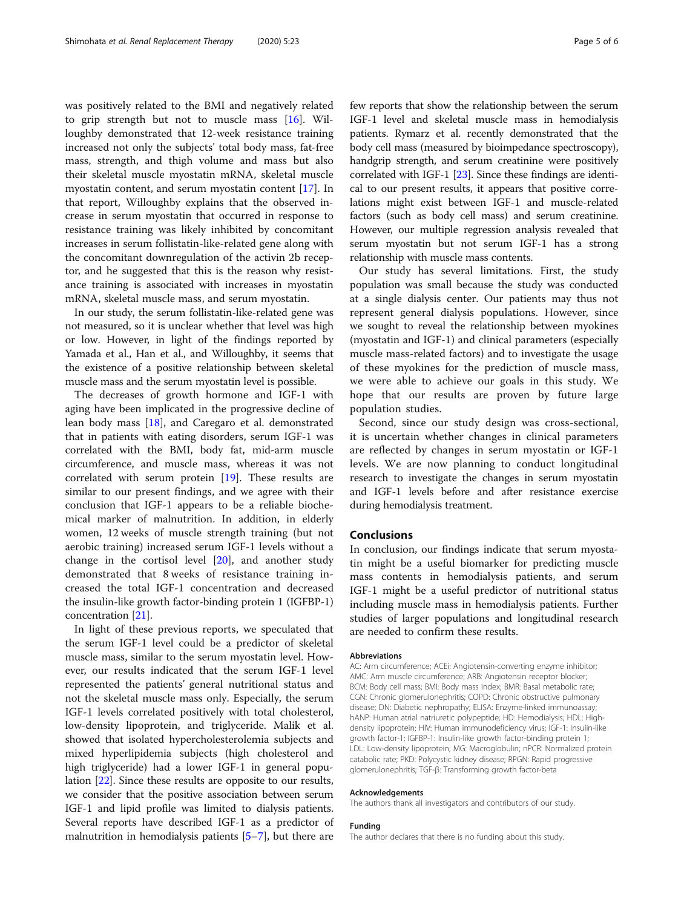was positively related to the BMI and negatively related to grip strength but not to muscle mass [16]. Willoughby demonstrated that 12-week resistance training increased not only the subjects' total body mass, fat-free mass, strength, and thigh volume and mass but also their skeletal muscle myostatin mRNA, skeletal muscle myostatin content, and serum myostatin content [17]. In that report, Willoughby explains that the observed increase in serum myostatin that occurred in response to resistance training was likely inhibited by concomitant increases in serum follistatin-like-related gene along with the concomitant downregulation of the activin 2b receptor, and he suggested that this is the reason why resistance training is associated with increases in myostatin mRNA, skeletal muscle mass, and serum myostatin.

In our study, the serum follistatin-like-related gene was not measured, so it is unclear whether that level was high or low. However, in light of the findings reported by Yamada et al., Han et al., and Willoughby, it seems that the existence of a positive relationship between skeletal muscle mass and the serum myostatin level is possible.

The decreases of growth hormone and IGF-1 with aging have been implicated in the progressive decline of lean body mass [18], and Caregaro et al. demonstrated that in patients with eating disorders, serum IGF-1 was correlated with the BMI, body fat, mid-arm muscle circumference, and muscle mass, whereas it was not correlated with serum protein [19]. These results are similar to our present findings, and we agree with their conclusion that IGF-1 appears to be a reliable biochemical marker of malnutrition. In addition, in elderly women, 12 weeks of muscle strength training (but not aerobic training) increased serum IGF-1 levels without a change in the cortisol level [20], and another study demonstrated that 8 weeks of resistance training increased the total IGF-1 concentration and decreased the insulin-like growth factor-binding protein 1 (IGFBP-1) concentration [21].

In light of these previous reports, we speculated that the serum IGF-1 level could be a predictor of skeletal muscle mass, similar to the serum myostatin level. However, our results indicated that the serum IGF-1 level represented the patients' general nutritional status and not the skeletal muscle mass only. Especially, the serum IGF-1 levels correlated positively with total cholesterol, low-density lipoprotein, and triglyceride. Malik et al. showed that isolated hypercholesterolemia subjects and mixed hyperlipidemia subjects (high cholesterol and high triglyceride) had a lower IGF-1 in general population [22]. Since these results are opposite to our results, we consider that the positive association between serum IGF-1 and lipid profile was limited to dialysis patients. Several reports have described IGF-1 as a predictor of malnutrition in hemodialysis patients [5–7], but there are few reports that show the relationship between the serum IGF-1 level and skeletal muscle mass in hemodialysis patients. Rymarz et al. recently demonstrated that the body cell mass (measured by bioimpedance spectroscopy), handgrip strength, and serum creatinine were positively correlated with IGF-1 [23]. Since these findings are identical to our present results, it appears that positive correlations might exist between IGF-1 and muscle-related factors (such as body cell mass) and serum creatinine. However, our multiple regression analysis revealed that serum myostatin but not serum IGF-1 has a strong relationship with muscle mass contents.

Our study has several limitations. First, the study population was small because the study was conducted at a single dialysis center. Our patients may thus not represent general dialysis populations. However, since we sought to reveal the relationship between myokines (myostatin and IGF-1) and clinical parameters (especially muscle mass-related factors) and to investigate the usage of these myokines for the prediction of muscle mass, we were able to achieve our goals in this study. We hope that our results are proven by future large population studies.

Second, since our study design was cross-sectional, it is uncertain whether changes in clinical parameters are reflected by changes in serum myostatin or IGF-1 levels. We are now planning to conduct longitudinal research to investigate the changes in serum myostatin and IGF-1 levels before and after resistance exercise during hemodialysis treatment.

## Conclusions

In conclusion, our findings indicate that serum myostatin might be a useful biomarker for predicting muscle mass contents in hemodialysis patients, and serum IGF-1 might be a useful predictor of nutritional status including muscle mass in hemodialysis patients. Further studies of larger populations and longitudinal research are needed to confirm these results.

#### Abbreviations

AC: Arm circumference; ACEi: Angiotensin-converting enzyme inhibitor; AMC: Arm muscle circumference; ARB: Angiotensin receptor blocker; BCM: Body cell mass; BMI: Body mass index; BMR: Basal metabolic rate; CGN: Chronic glomerulonephritis; COPD: Chronic obstructive pulmonary disease; DN: Diabetic nephropathy; ELISA: Enzyme-linked immunoassay; hANP: Human atrial natriuretic polypeptide; HD: Hemodialysis; HDL: High-density lipoprotein; HIV: Human immunodeficiency virus; IGF-1: Insulin-like growth factor-1; IGFBP-1: Insulin-like growth factor-binding protein 1; LDL: Low-density lipoprotein; MG: Macroglobulin; nPCR: Normalized protein catabolic rate; PKD: Polycystic kidney disease; RPGN: Rapid progressive glomerulonephritis; TGF-β: Transforming growth factor-beta

#### Acknowledgements

The authors thank all investigators and contributors of our study.

#### Funding

The author declares that there is no funding about this study.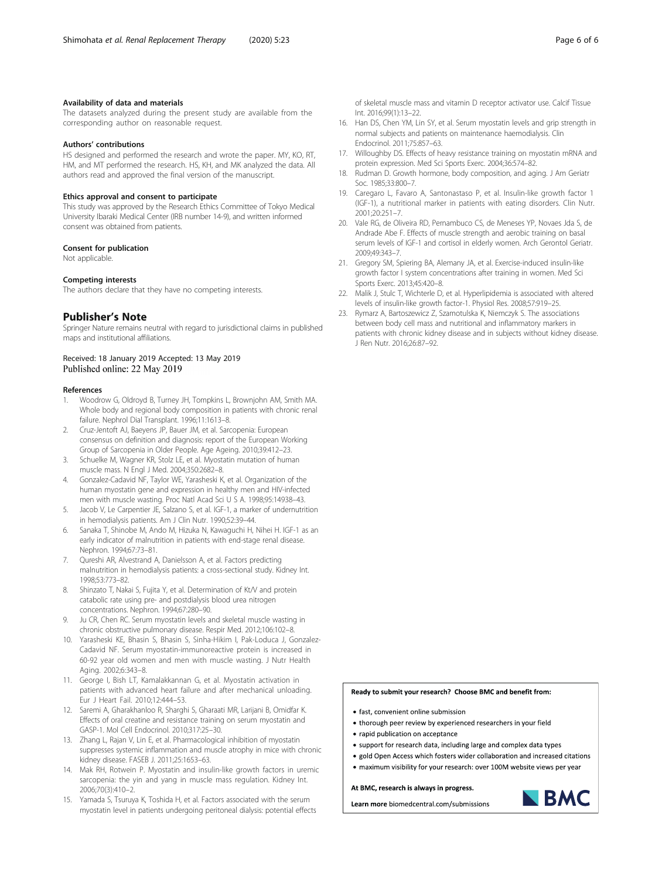### Availability of data and materials

The datasets analyzed during the present study are available from the corresponding author on reasonable request.

### Authors' contributions

HS designed and performed the research and wrote the paper. MY, KO, RT, HM, and MT performed the research. HS, KH, and MK analyzed the data. All authors read and approved the final version of the manuscript.

### Ethics approval and consent to participate

This study was approved by the Research Ethics Committee of Tokyo Medical University Ibaraki Medical Center (IRB number 14-9), and written informed consent was obtained from patients.

### Consent for publication

Not applicable.

### Competing interests

The authors declare that they have no competing interests.

## Publisher's Note

Springer Nature remains neutral with regard to jurisdictional claims in published maps and institutional affiliations.

Received: 18 January 2019 Accepted: 13 May 2019
Published online: 22 May 2019

### References

1. Woodrow G, Oldroyd B, Turney JH, Tompkins L, Brownjohn AM, Smith MA. Whole body and regional body composition in patients with chronic renal failure. Nephrol Dial Transplant. 1996;11:1613–8.
2. Cruz-Jentoft AJ, Baeyens JP, Bauer JM, et al. Sarcopenia: European consensus on definition and diagnosis: report of the European Working Group of Sarcopenia in Older People. Age Ageing. 2010;39:412–23.
3. Schuelke M, Wagner KR, Stolz LE, et al. Myostatin mutation of human muscle mass. N Engl J Med. 2004;350:2682–8.
4. Gonzalez-Cadavid NF, Taylor WE, Yarasheski K, et al. Organization of the human myostatin gene and expression in healthy men and HIV-infected men with muscle wasting. Proc Natl Acad Sci U S A. 1998;95:14938–43.
5. Jacob V, Le Carpentier JE, Salzano S, et al. IGF-1, a marker of undernutrition in hemodialysis patients. Am J Clin Nutr. 1990;52:39–44.
6. Sanaka T, Shinobe M, Ando M, Hizuka N, Kawaguchi H, Nihei H. IGF-1 as an early indicator of malnutrition in patients with end-stage renal disease. Nephron. 1994;67:73–81.
7. Qureshi AR, Alvestrand A, Danielsson A, et al. Factors predicting malnutrition in hemodialysis patients: a cross-sectional study. Kidney Int. 1998;53:773–82.
8. Shinzato T, Nakai S, Fujita Y, et al. Determination of Kt/V and protein catabolic rate using pre- and postdialysis blood urea nitrogen concentrations. Nephron. 1994;67:280–90.
9. Ju CR, Chen RC. Serum myostatin levels and skeletal muscle wasting in chronic obstructive pulmonary disease. Respir Med. 2012;106:102–8.
10. Yarasheski KE, Bhasin S, Bhasin S, Sinha-Hikim I, Pak-Loduca J, Gonzalez-Cadavid NF. Serum myostatin-immunoreactive protein is increased in 60-92 year old women and men with muscle wasting. J Nutr Health Aging. 2002;6:343–8.
11. George I, Bish LT, Kamalakkannan G, et al. Myostatin activation in patients with advanced heart failure and after mechanical unloading. Eur J Heart Fail. 2010;12:444–53.
12. Saremi A, Gharakhanloo R, Sharghi S, Gharaati MR, Larijani B, Omidfar K. Effects of oral creatine and resistance training on serum myostatin and GASP-1. Mol Cell Endocrinol. 2010;317:25–30.
13. Zhang L, Rajan V, Lin E, et al. Pharmacological inhibition of myostatin suppresses systemic inflammation and muscle atrophy in mice with chronic kidney disease. FASEB J. 2011;25:1653–63.
14. Mak RH, Rotwein P. Myostatin and insulin-like growth factors in uremic sarcopenia: the yin and yang in muscle mass regulation. Kidney Int. 2006;70(3):410–2.
15. Yamada S, Tsuruya K, Toshida H, et al. Factors associated with the serum myostatin level in patients undergoing peritoneal dialysis: potential effects of skeletal muscle mass and vitamin D receptor activator use. Calcif Tissue Int. 2016;99(1):13–22.
16. Han DS, Chen YM, Lin SY, et al. Serum myostatin levels and grip strength in normal subjects and patients on maintenance haemodialysis. Clin Endocrinol. 2011;75:857–63.
17. Willoughby DS. Effects of heavy resistance training on myostatin mRNA and protein expression. Med Sci Sports Exerc. 2004;36:574–82.
18. Rudman D. Growth hormone, body composition, and aging. J Am Geriatr Soc. 1985;33:800–7.
19. Caregaro L, Favaro A, Santonastaso P, et al. Insulin-like growth factor 1 (IGF-1), a nutritional marker in patients with eating disorders. Clin Nutr. 2001;20:251–7.
20. Vale RG, de Oliveira RD, Pernambuco CS, de Meneses YP, Novaes Jda S, de Andrade Abe F. Effects of muscle strength and aerobic training on basal serum levels of IGF-1 and cortisol in elderly women. Arch Gerontol Geriatr. 2009;49:343–7.
21. Gregory SM, Spiering BA, Alemany JA, et al. Exercise-induced insulin-like growth factor I system concentrations after training in women. Med Sci Sports Exerc. 2013;45:420–8.
22. Malik J, Stulc T, Wichterle D, et al. Hyperlipidemia is associated with altered levels of insulin-like growth factor-1. Physiol Res. 2008;57:919–25.
23. Rymarz A, Bartoszewicz Z, Szamotulska K, Niemczyk S. The associations between body cell mass and nutritional and inflammatory markers in patients with chronic kidney disease and in subjects without kidney disease. J Ren Nutr. 2016;26:87–92.